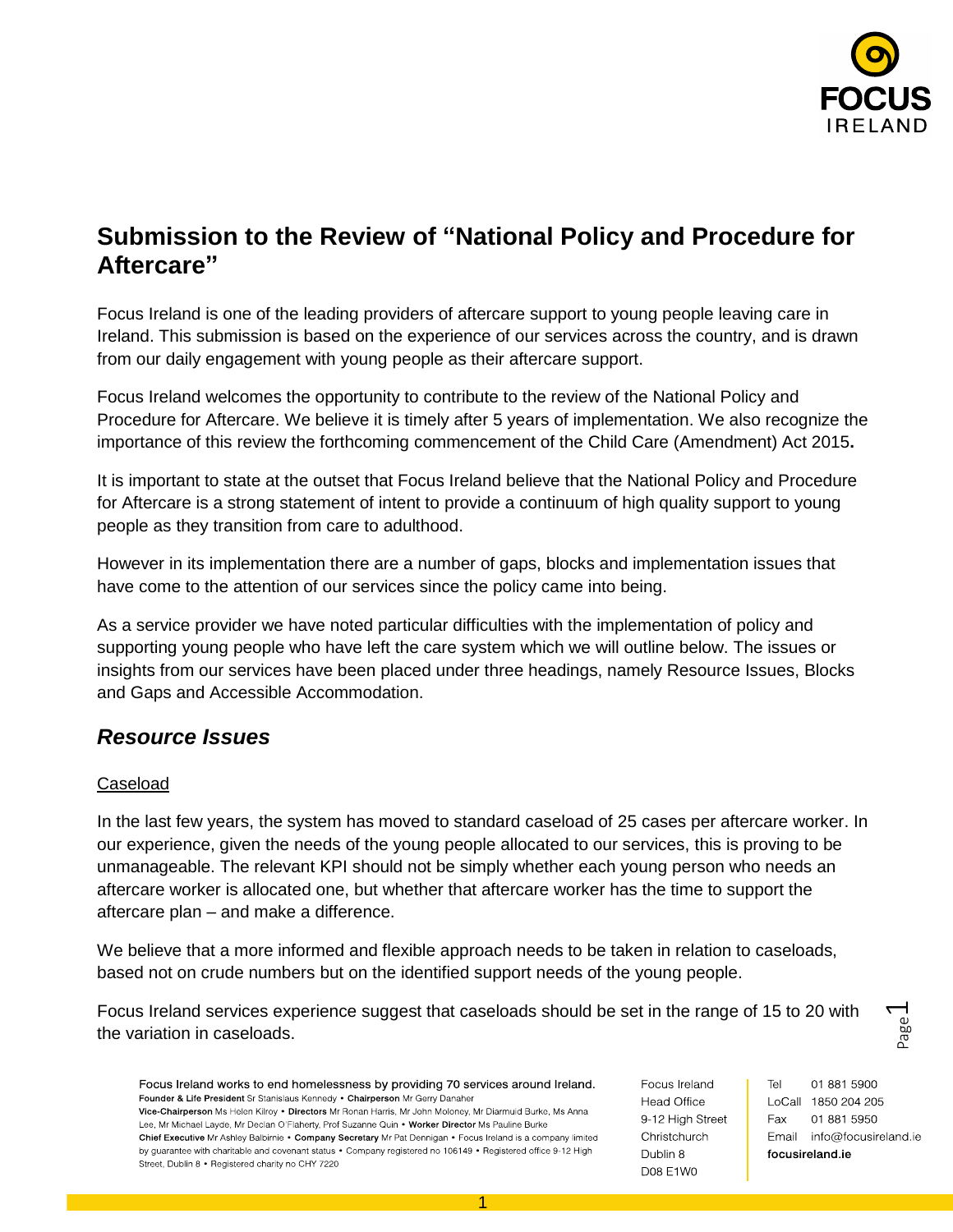# Submission to the Review of "National Policy and Procedure for Aftercare"

Focus Ireland is one of the leading providers of aftercare support to young people leaving care in Ireland. This submission is based on the experience of our services across the country, and is drawn from our daily engagement with young people as their aftercare support.

Focus Ireland welcomes the opportunity to contribute to the review of the National Policy and Procedure for Aftercare. We believe it is timely after 5 years of implementation. We also recognize the importance of this review the forthcoming commencement of the Child Care (Amendment) Act 2015**.**

It is important to state at the outset that Focus Ireland believe that the National Policy and Procedure for Aftercare is a strong statement of intent to provide a continuum of high quality support to young people as they transition from care to adulthood.

However in its implementation there are a number of gaps, blocks and implementation issues that have come to the attention of our services since the policy came into being.

As a service provider we have noted particular difficulties with the implementation of policy and supporting young people who have left the care system which we will outline below. The issues or insights from our services have been placed under three headings, namely Resource Issues, Blocks and Gaps and Accessible Accommodation.

## *Resource Issues*

Caseload

In the last few years, the system has moved to standard caseload of 25 cases per aftercare worker. In our experience, given the needs of the young people allocated to our services, this is proving to be unmanageable. The relevant KPI should not be simply whether each young person who needs an aftercare worker is allocated one, but whether that aftercare worker has the time to support the aftercare plan – and make a difference.

We believe that a more informed and flexible approach needs to be taken in relation to caseloads, based not on crude numbers but on the identified support needs of the young people.

Focus Ireland services experience suggest that caseloads should be set in the range of 15 to 20 with the variation in caseloads.

Focus Ireland works to end homelessness by providing 70 services around Ireland.
**Founder & Life President** Sr Stanislaus Kennedy • **Chairperson** Mr Gerry Danaher
**Vice-Chairperson** Ms Helen Kilroy • **Directors** Mr Ronan Harris, Mr John Moloney, Mr Diarmuid Burke, Ms Anna Lee, Mr Michael Layde, Mr Declan O'Flaherty, Prof Suzanne Quin • **Worker Director** Ms Pauline Burke
**Chief Executive** Mr Ashley Balbirnie • **Company Secretary** Mr Pat Dennigan • Focus Ireland is a company limited by guarantee with charitable and covenant status • Company registered no 106149 • Registered office 9-12 High Street, Dublin 8 • Registered charity no CHY 7220

Focus Ireland
Head Office
9-12 High Street
Christchurch
Dublin 8
D08 E1W0

Tel 01 881 5900
LoCall 1850 204 205
Fax 01 881 5950
Email info@focusireland.ie
**focusireland.ie**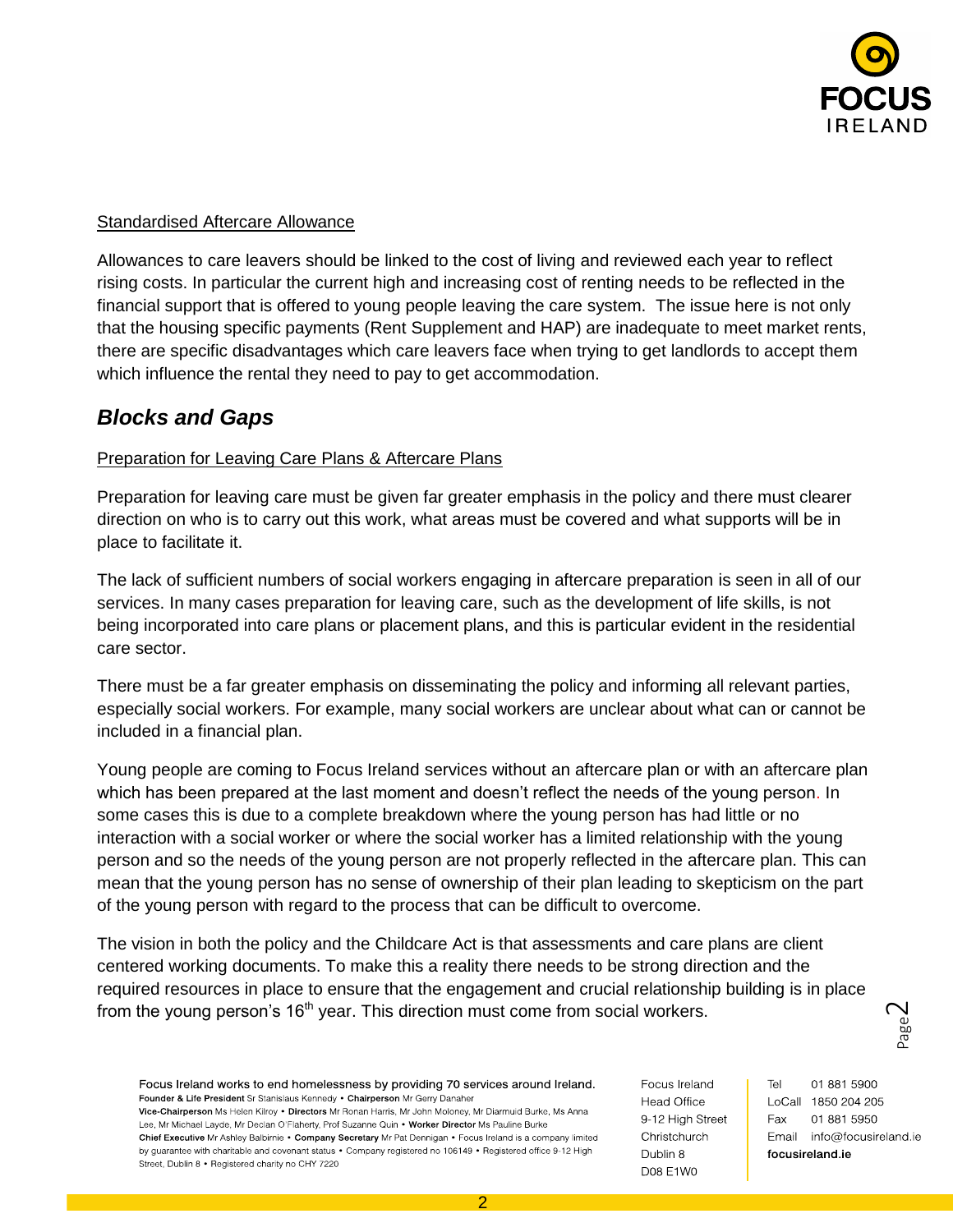Standardised Aftercare Allowance

Allowances to care leavers should be linked to the cost of living and reviewed each year to reflect rising costs. In particular the current high and increasing cost of renting needs to be reflected in the financial support that is offered to young people leaving the care system. The issue here is not only that the housing specific payments (Rent Supplement and HAP) are inadequate to meet market rents, there are specific disadvantages which care leavers face when trying to get landlords to accept them which influence the rental they need to pay to get accommodation.

## *Blocks and Gaps*

Preparation for Leaving Care Plans & Aftercare Plans

Preparation for leaving care must be given far greater emphasis in the policy and there must clearer direction on who is to carry out this work, what areas must be covered and what supports will be in place to facilitate it.

The lack of sufficient numbers of social workers engaging in aftercare preparation is seen in all of our services. In many cases preparation for leaving care, such as the development of life skills, is not being incorporated into care plans or placement plans, and this is particular evident in the residential care sector.

There must be a far greater emphasis on disseminating the policy and informing all relevant parties, especially social workers. For example, many social workers are unclear about what can or cannot be included in a financial plan.

Young people are coming to Focus Ireland services without an aftercare plan or with an aftercare plan which has been prepared at the last moment and doesn't reflect the needs of the young person. In some cases this is due to a complete breakdown where the young person has had little or no interaction with a social worker or where the social worker has a limited relationship with the young person and so the needs of the young person are not properly reflected in the aftercare plan. This can mean that the young person has no sense of ownership of their plan leading to skepticism on the part of the young person with regard to the process that can be difficult to overcome.

The vision in both the policy and the Childcare Act is that assessments and care plans are client centered working documents. To make this a reality there needs to be strong direction and the required resources in place to ensure that the engagement and crucial relationship building is in place from the young person's 16th year. This direction must come from social workers.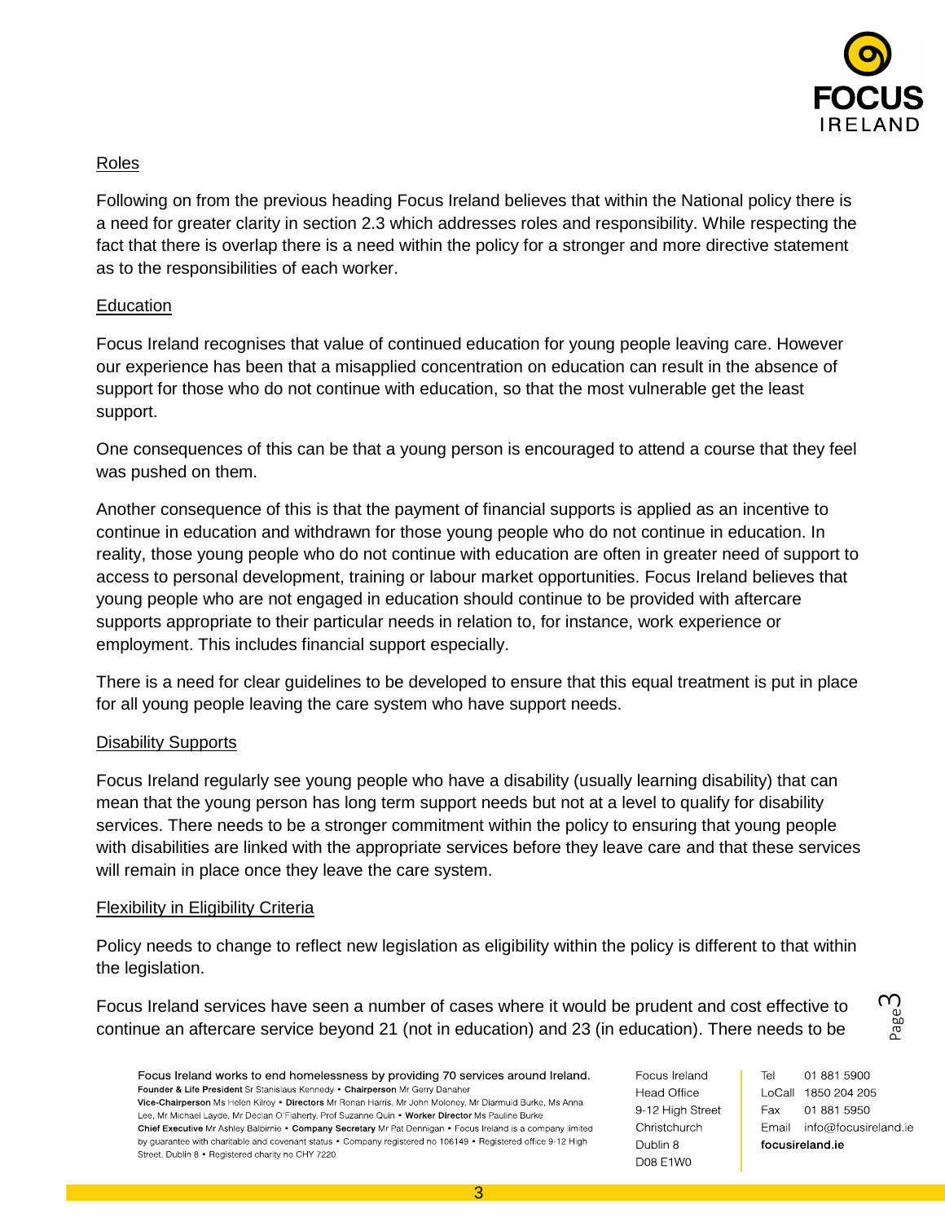## Roles

Following on from the previous heading Focus Ireland believes that within the National policy there is a need for greater clarity in section 2.3 which addresses roles and responsibility. While respecting the fact that there is overlap there is a need within the policy for a stronger and more directive statement as to the responsibilities of each worker.

## Education

Focus Ireland recognises that value of continued education for young people leaving care. However our experience has been that a misapplied concentration on education can result in the absence of support for those who do not continue with education, so that the most vulnerable get the least support.

One consequences of this can be that a young person is encouraged to attend a course that they feel was pushed on them.

Another consequence of this is that the payment of financial supports is applied as an incentive to continue in education and withdrawn for those young people who do not continue in education. In reality, those young people who do not continue with education are often in greater need of support to access to personal development, training or labour market opportunities. Focus Ireland believes that young people who are not engaged in education should continue to be provided with aftercare supports appropriate to their particular needs in relation to, for instance, work experience or employment. This includes financial support especially.

There is a need for clear guidelines to be developed to ensure that this equal treatment is put in place for all young people leaving the care system who have support needs.

## Disability Supports

Focus Ireland regularly see young people who have a disability (usually learning disability) that can mean that the young person has long term support needs but not at a level to qualify for disability services. There needs to be a stronger commitment within the policy to ensuring that young people with disabilities are linked with the appropriate services before they leave care and that these services will remain in place once they leave the care system.

## Flexibility in Eligibility Criteria

Policy needs to change to reflect new legislation as eligibility within the policy is different to that within the legislation.

Focus Ireland services have seen a number of cases where it would be prudent and cost effective to continue an aftercare service beyond 21 (not in education) and 23 (in education). There needs to be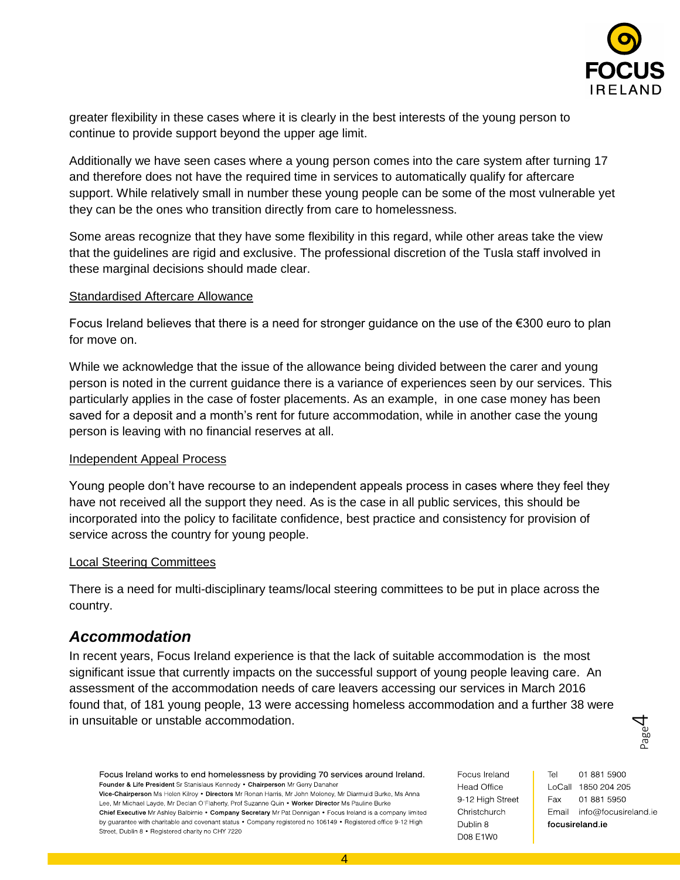greater flexibility in these cases where it is clearly in the best interests of the young person to continue to provide support beyond the upper age limit.

Additionally we have seen cases where a young person comes into the care system after turning 17 and therefore does not have the required time in services to automatically qualify for aftercare support. While relatively small in number these young people can be some of the most vulnerable yet they can be the ones who transition directly from care to homelessness.

Some areas recognize that they have some flexibility in this regard, while other areas take the view that the guidelines are rigid and exclusive. The professional discretion of the Tusla staff involved in these marginal decisions should made clear.

<u>Standardised Aftercare Allowance</u>

Focus Ireland believes that there is a need for stronger guidance on the use of the €300 euro to plan for move on.

While we acknowledge that the issue of the allowance being divided between the carer and young person is noted in the current guidance there is a variance of experiences seen by our services. This particularly applies in the case of foster placements. As an example, in one case money has been saved for a deposit and a month's rent for future accommodation, while in another case the young person is leaving with no financial reserves at all.

<u>Independent Appeal Process</u>

Young people don't have recourse to an independent appeals process in cases where they feel they have not received all the support they need. As is the case in all public services, this should be incorporated into the policy to facilitate confidence, best practice and consistency for provision of service across the country for young people.

<u>Local Steering Committees</u>

There is a need for multi-disciplinary teams/local steering committees to be put in place across the country.

## *Accommodation*

In recent years, Focus Ireland experience is that the lack of suitable accommodation is the most significant issue that currently impacts on the successful support of young people leaving care. An assessment of the accommodation needs of care leavers accessing our services in March 2016 found that, of 181 young people, 13 were accessing homeless accommodation and a further 38 were in unsuitable or unstable accommodation.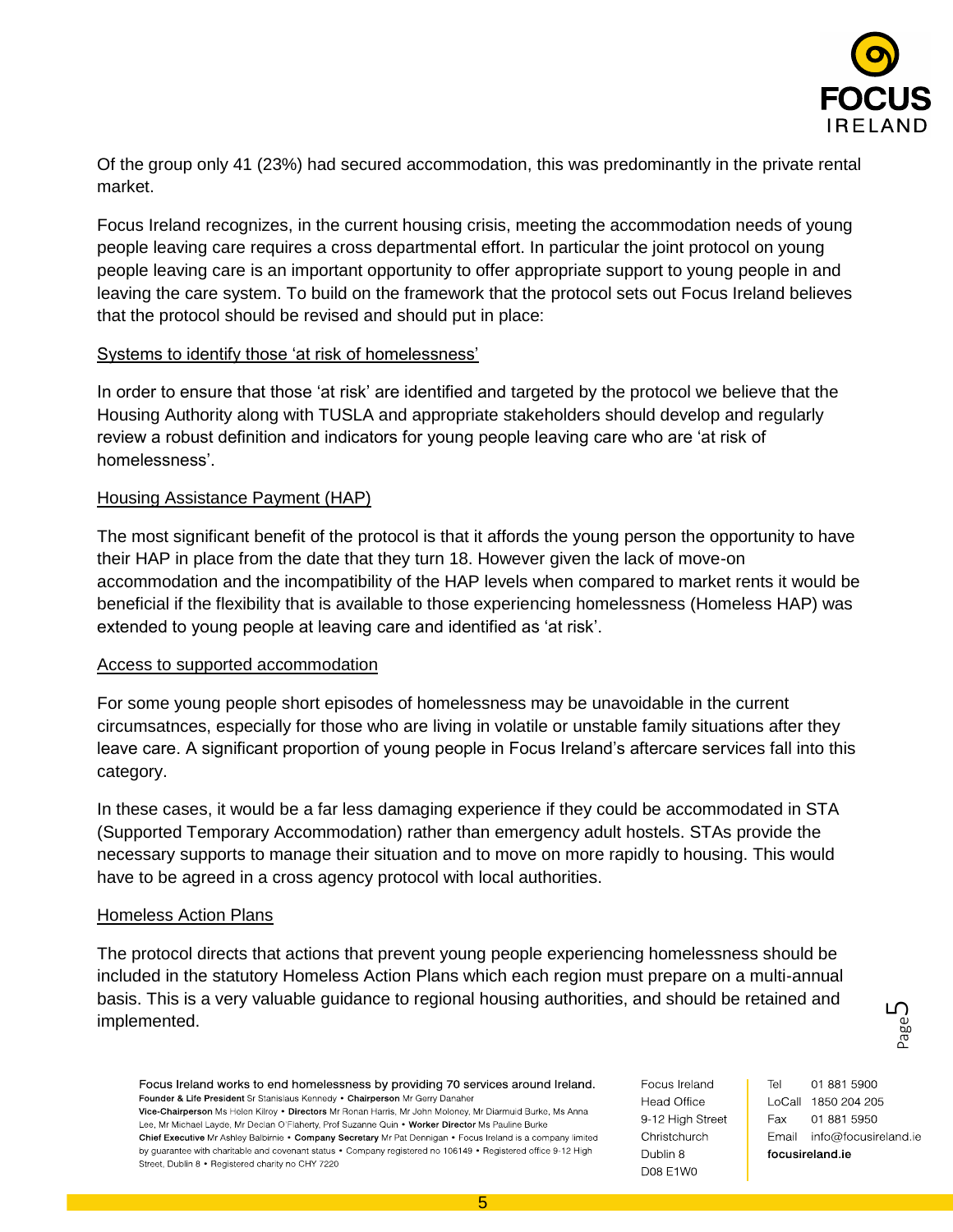Of the group only 41 (23%) had secured accommodation, this was predominantly in the private rental market.

Focus Ireland recognizes, in the current housing crisis, meeting the accommodation needs of young people leaving care requires a cross departmental effort. In particular the joint protocol on young people leaving care is an important opportunity to offer appropriate support to young people in and leaving the care system. To build on the framework that the protocol sets out Focus Ireland believes that the protocol should be revised and should put in place:

<u>Systems to identify those 'at risk of homelessness'</u>

In order to ensure that those 'at risk' are identified and targeted by the protocol we believe that the Housing Authority along with TUSLA and appropriate stakeholders should develop and regularly review a robust definition and indicators for young people leaving care who are 'at risk of homelessness'.

<u>Housing Assistance Payment (HAP)</u>

The most significant benefit of the protocol is that it affords the young person the opportunity to have their HAP in place from the date that they turn 18. However given the lack of move-on accommodation and the incompatibility of the HAP levels when compared to market rents it would be beneficial if the flexibility that is available to those experiencing homelessness (Homeless HAP) was extended to young people at leaving care and identified as 'at risk'.

<u>Access to supported accommodation</u>

For some young people short episodes of homelessness may be unavoidable in the current circumsatnces, especially for those who are living in volatile or unstable family situations after they leave care. A significant proportion of young people in Focus Ireland's aftercare services fall into this category.

In these cases, it would be a far less damaging experience if they could be accommodated in STA (Supported Temporary Accommodation) rather than emergency adult hostels. STAs provide the necessary supports to manage their situation and to move on more rapidly to housing. This would have to be agreed in a cross agency protocol with local authorities.

<u>Homeless Action Plans</u>

The protocol directs that actions that prevent young people experiencing homelessness should be included in the statutory Homeless Action Plans which each region must prepare on a multi-annual basis. This is a very valuable guidance to regional housing authorities, and should be retained and implemented.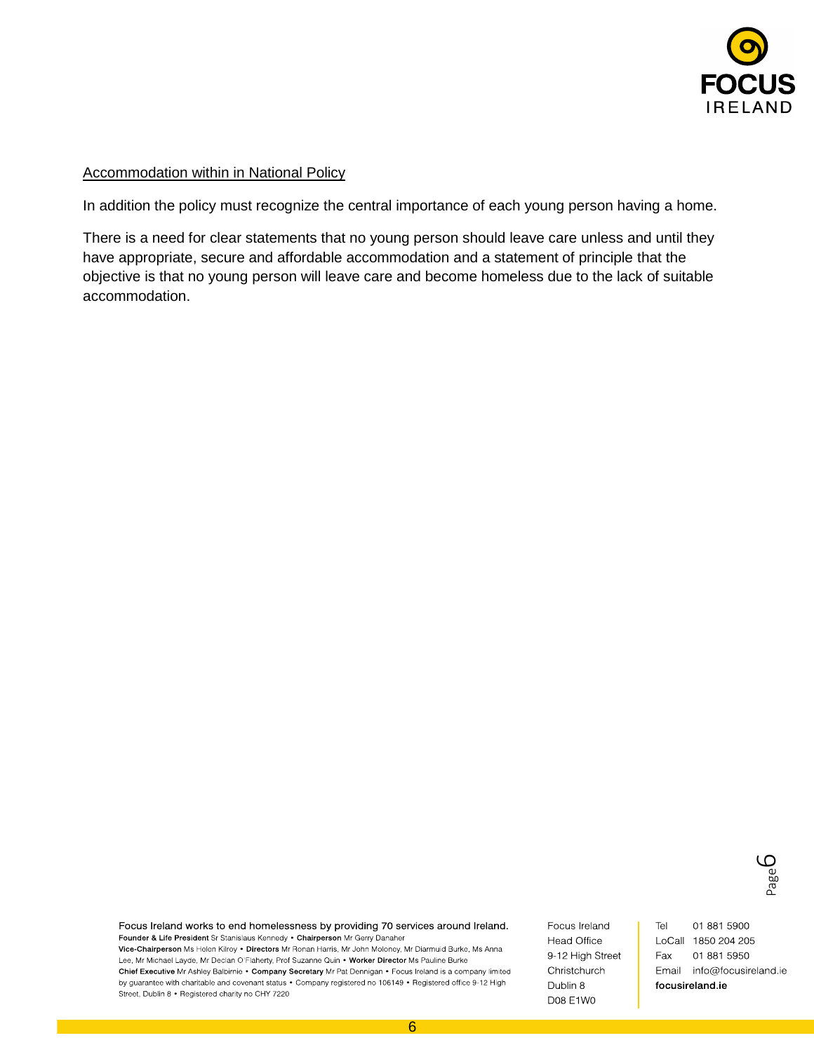## Accommodation within in National Policy

In addition the policy must recognize the central importance of each young person having a home.

There is a need for clear statements that no young person should leave care unless and until they have appropriate, secure and affordable accommodation and a statement of principle that the objective is that no young person will leave care and become homeless due to the lack of suitable accommodation.